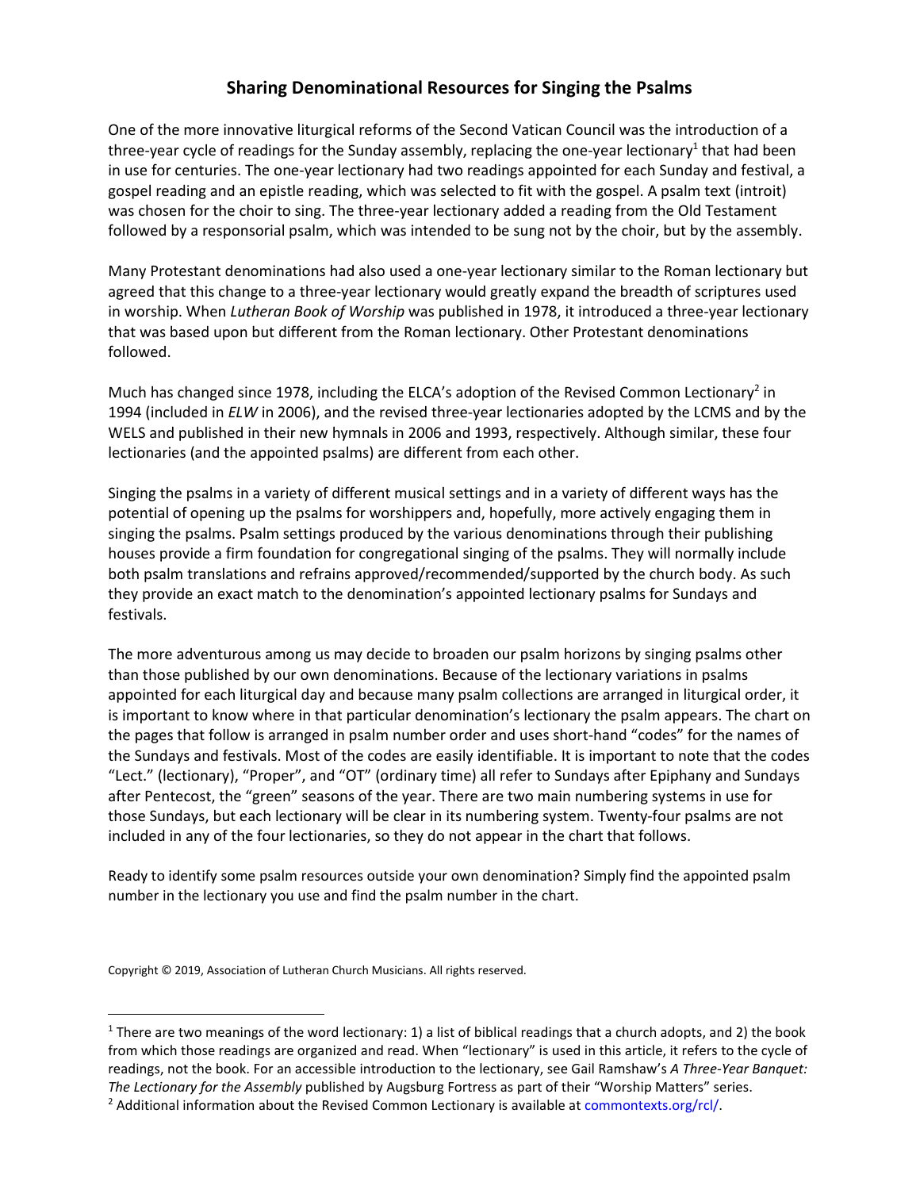# Sharing Denominational Resources for Singing the Psalms

One of the more innovative liturgical reforms of the Second Vatican Council was the introduction of a three-year cycle of readings for the Sunday assembly, replacing the one-year lectionary[1] that had been in use for centuries. The one-year lectionary had two readings appointed for each Sunday and festival, a gospel reading and an epistle reading, which was selected to fit with the gospel. A psalm text (introit) was chosen for the choir to sing. The three-year lectionary added a reading from the Old Testament followed by a responsorial psalm, which was intended to be sung not by the choir, but by the assembly.

Many Protestant denominations had also used a one-year lectionary similar to the Roman lectionary but agreed that this change to a three-year lectionary would greatly expand the breadth of scriptures used in worship. When *Lutheran Book of Worship* was published in 1978, it introduced a three-year lectionary that was based upon but different from the Roman lectionary. Other Protestant denominations followed.

Much has changed since 1978, including the ELCA's adoption of the Revised Common Lectionary[2] in 1994 (included in *ELW* in 2006), and the revised three-year lectionaries adopted by the LCMS and by the WELS and published in their new hymnals in 2006 and 1993, respectively. Although similar, these four lectionaries (and the appointed psalms) are different from each other.

Singing the psalms in a variety of different musical settings and in a variety of different ways has the potential of opening up the psalms for worshippers and, hopefully, more actively engaging them in singing the psalms. Psalm settings produced by the various denominations through their publishing houses provide a firm foundation for congregational singing of the psalms. They will normally include both psalm translations and refrains approved/recommended/supported by the church body. As such they provide an exact match to the denomination's appointed lectionary psalms for Sundays and festivals.

The more adventurous among us may decide to broaden our psalm horizons by singing psalms other than those published by our own denominations. Because of the lectionary variations in psalms appointed for each liturgical day and because many psalm collections are arranged in liturgical order, it is important to know where in that particular denomination's lectionary the psalm appears. The chart on the pages that follow is arranged in psalm number order and uses short-hand "codes" for the names of the Sundays and festivals. Most of the codes are easily identifiable. It is important to note that the codes "Lect." (lectionary), "Proper", and "OT" (ordinary time) all refer to Sundays after Epiphany and Sundays after Pentecost, the "green" seasons of the year. There are two main numbering systems in use for those Sundays, but each lectionary will be clear in its numbering system. Twenty-four psalms are not included in any of the four lectionaries, so they do not appear in the chart that follows.

Ready to identify some psalm resources outside your own denomination? Simply find the appointed psalm number in the lectionary you use and find the psalm number in the chart.

Copyright © 2019, Association of Lutheran Church Musicians. All rights reserved.

---

[1] There are two meanings of the word lectionary: 1) a list of biblical readings that a church adopts, and 2) the book from which those readings are organized and read. When "lectionary" is used in this article, it refers to the cycle of readings, not the book. For an accessible introduction to the lectionary, see Gail Ramshaw's *A Three-Year Banquet: The Lectionary for the Assembly* published by Augsburg Fortress as part of their "Worship Matters" series.

[2] Additional information about the Revised Common Lectionary is available at commontexts.org/rcl/.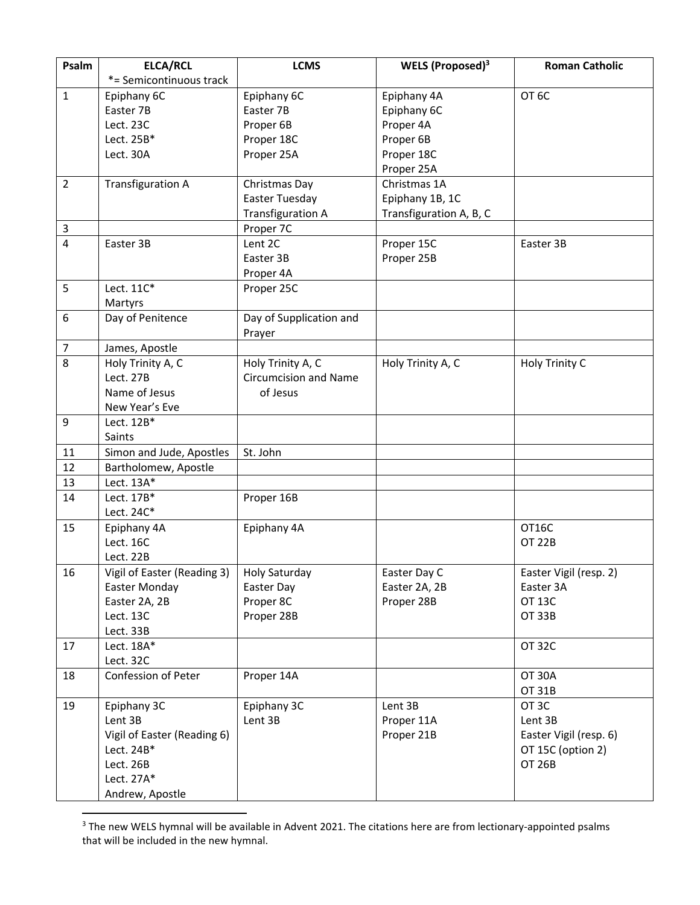| Psalm | ELCA/RCL<br>*= Semicontinuous track | LCMS | WELS (Proposed)[3] | Roman Catholic |
|---|---|---|---|---|
| 1 | Epiphany 6C<br>Easter 7B<br>Lect. 23C<br>Lect. 25B*<br>Lect. 30A | Epiphany 6C<br>Easter 7B<br>Proper 6B<br>Proper 18C<br>Proper 25A | Epiphany 4A<br>Epiphany 6C<br>Proper 4A<br>Proper 6B<br>Proper 18C<br>Proper 25A | OT 6C |
| 2 | Transfiguration A | Christmas Day<br>Easter Tuesday<br>Transfiguration A | Christmas 1A<br>Epiphany 1B, 1C<br>Transfiguration A, B, C | |
| 3 | | Proper 7C | | |
| 4 | Easter 3B | Lent 2C<br>Easter 3B<br>Proper 4A | Proper 15C<br>Proper 25B | Easter 3B |
| 5 | Lect. 11C*<br>Martyrs | Proper 25C | | |
| 6 | Day of Penitence | Day of Supplication and Prayer | | |
| 7 | James, Apostle | | | |
| 8 | Holy Trinity A, C<br>Lect. 27B<br>Name of Jesus<br>New Year's Eve | Holy Trinity A, C<br>Circumcision and Name of Jesus | Holy Trinity A, C | Holy Trinity C |
| 9 | Lect. 12B*<br>Saints | | | |
| 11 | Simon and Jude, Apostles | St. John | | |
| 12 | Bartholomew, Apostle | | | |
| 13 | Lect. 13A* | | | |
| 14 | Lect. 17B*<br>Lect. 24C* | Proper 16B | | |
| 15 | Epiphany 4A<br>Lect. 16C<br>Lect. 22B | Epiphany 4A | | OT16C<br>OT 22B |
| 16 | Vigil of Easter (Reading 3)<br>Easter Monday<br>Easter 2A, 2B<br>Lect. 13C<br>Lect. 33B | Holy Saturday<br>Easter Day<br>Proper 8C<br>Proper 28B | Easter Day C<br>Easter 2A, 2B<br>Proper 28B | Easter Vigil (resp. 2)<br>Easter 3A<br>OT 13C<br>OT 33B |
| 17 | Lect. 18A*<br>Lect. 32C | | | OT 32C |
| 18 | Confession of Peter | Proper 14A | | OT 30A<br>OT 31B |
| 19 | Epiphany 3C<br>Lent 3B<br>Vigil of Easter (Reading 6)<br>Lect. 24B*<br>Lect. 26B<br>Lect. 27A*<br>Andrew, Apostle | Epiphany 3C<br>Lent 3B | Lent 3B<br>Proper 11A<br>Proper 21B | OT 3C<br>Lent 3B<br>Easter Vigil (resp. 6)<br>OT 15C (option 2)<br>OT 26B |

[3] The new WELS hymnal will be available in Advent 2021. The citations here are from lectionary-appointed psalms that will be included in the new hymnal.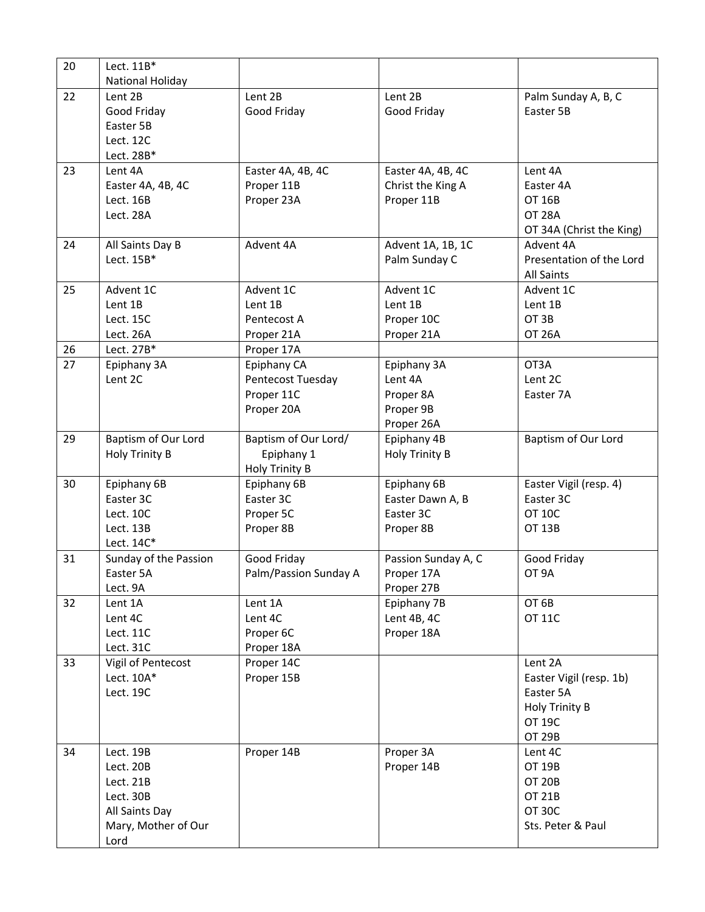| 20 | Lect. 11B*<br>National Holiday | | | |
|---|---|---|---|---|
| 22 | Lent 2B<br>Good Friday<br>Easter 5B<br>Lect. 12C<br>Lect. 28B* | Lent 2B<br>Good Friday | Lent 2B<br>Good Friday | Palm Sunday A, B, C<br>Easter 5B |
| 23 | Lent 4A<br>Easter 4A, 4B, 4C<br>Lect. 16B<br>Lect. 28A | Easter 4A, 4B, 4C<br>Proper 11B<br>Proper 23A | Easter 4A, 4B, 4C<br>Christ the King A<br>Proper 11B | Lent 4A<br>Easter 4A<br>OT 16B<br>OT 28A<br>OT 34A (Christ the King) |
| 24 | All Saints Day B<br>Lect. 15B* | Advent 4A | Advent 1A, 1B, 1C<br>Palm Sunday C | Advent 4A<br>Presentation of the Lord<br>All Saints |
| 25 | Advent 1C<br>Lent 1B<br>Lect. 15C<br>Lect. 26A | Advent 1C<br>Lent 1B<br>Pentecost A<br>Proper 21A | Advent 1C<br>Lent 1B<br>Proper 10C<br>Proper 21A | Advent 1C<br>Lent 1B<br>OT 3B<br>OT 26A |
| 26 | Lect. 27B* | Proper 17A | | |
| 27 | Epiphany 3A<br>Lent 2C | Epiphany CA<br>Pentecost Tuesday<br>Proper 11C<br>Proper 20A | Epiphany 3A<br>Lent 4A<br>Proper 8A<br>Proper 9B<br>Proper 26A | OT3A<br>Lent 2C<br>Easter 7A |
| 29 | Baptism of Our Lord<br>Holy Trinity B | Baptism of Our Lord/<br>Epiphany 1<br>Holy Trinity B | Epiphany 4B<br>Holy Trinity B | Baptism of Our Lord |
| 30 | Epiphany 6B<br>Easter 3C<br>Lect. 10C<br>Lect. 13B<br>Lect. 14C* | Epiphany 6B<br>Easter 3C<br>Proper 5C<br>Proper 8B | Epiphany 6B<br>Easter Dawn A, B<br>Easter 3C<br>Proper 8B | Easter Vigil (resp. 4)<br>Easter 3C<br>OT 10C<br>OT 13B |
| 31 | Sunday of the Passion<br>Easter 5A<br>Lect. 9A | Good Friday<br>Palm/Passion Sunday A | Passion Sunday A, C<br>Proper 17A<br>Proper 27B | Good Friday<br>OT 9A |
| 32 | Lent 1A<br>Lent 4C<br>Lect. 11C<br>Lect. 31C | Lent 1A<br>Lent 4C<br>Proper 6C<br>Proper 18A | Epiphany 7B<br>Lent 4B, 4C<br>Proper 18A | OT 6B<br>OT 11C |
| 33 | Vigil of Pentecost<br>Lect. 10A*<br>Lect. 19C | Proper 14C<br>Proper 15B | | Lent 2A<br>Easter Vigil (resp. 1b)<br>Easter 5A<br>Holy Trinity B<br>OT 19C<br>OT 29B |
| 34 | Lect. 19B<br>Lect. 20B<br>Lect. 21B<br>Lect. 30B<br>All Saints Day<br>Mary, Mother of Our Lord | Proper 14B | Proper 3A<br>Proper 14B | Lent 4C<br>OT 19B<br>OT 20B<br>OT 21B<br>OT 30C<br>Sts. Peter & Paul |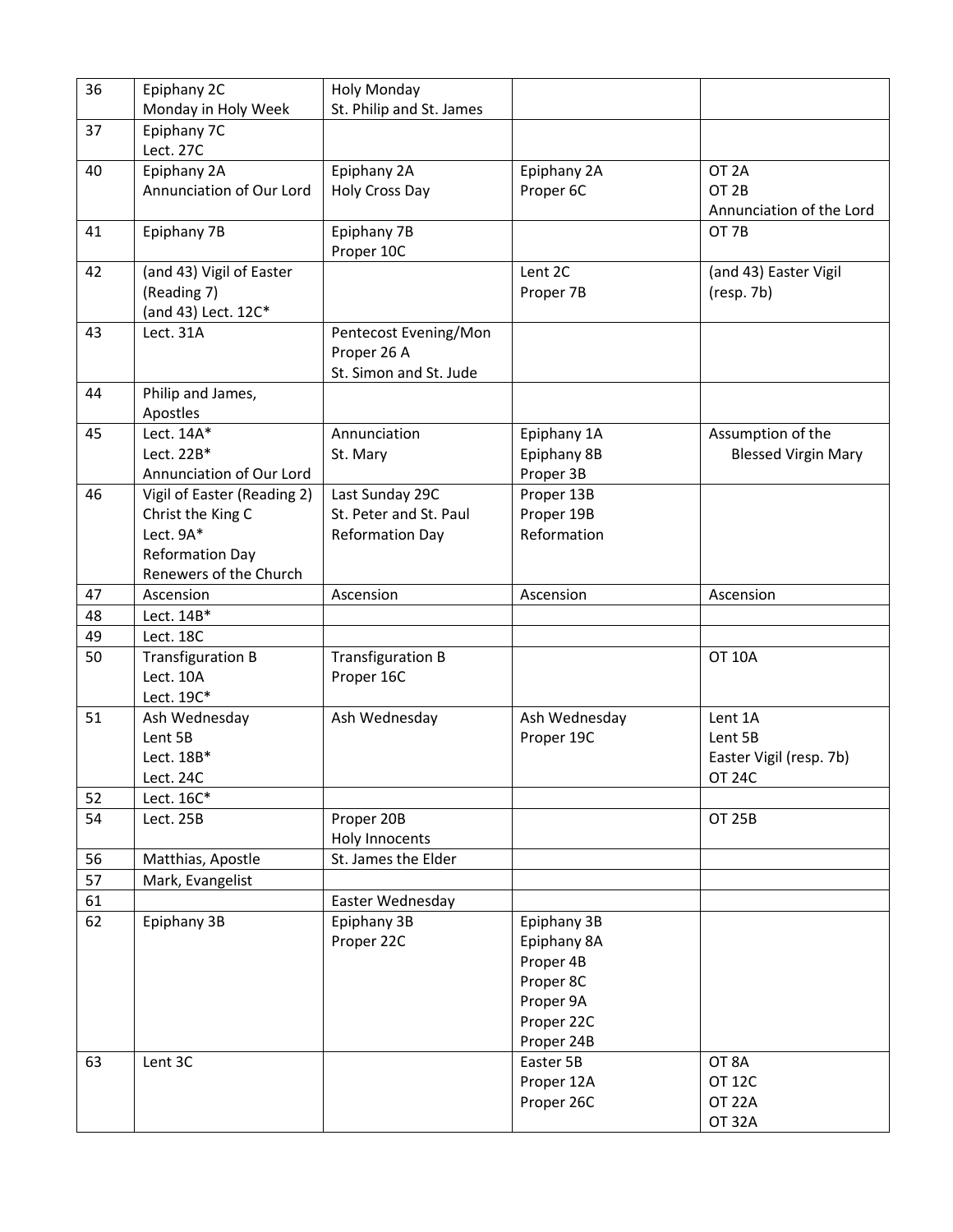| 36 | Epiphany 2C<br>Monday in Holy Week | Holy Monday<br>St. Philip and St. James | | |
|---|---|---|---|---|
| 37 | Epiphany 7C<br>Lect. 27C | | | |
| 40 | Epiphany 2A<br>Annunciation of Our Lord | Epiphany 2A<br>Holy Cross Day | Epiphany 2A<br>Proper 6C | OT 2A<br>OT 2B<br>Annunciation of the Lord |
| 41 | Epiphany 7B | Epiphany 7B<br>Proper 10C | | OT 7B |
| 42 | (and 43) Vigil of Easter (Reading 7)<br>(and 43) Lect. 12C* | | Lent 2C<br>Proper 7B | (and 43) Easter Vigil (resp. 7b) |
| 43 | Lect. 31A | Pentecost Evening/Mon<br>Proper 26 A<br>St. Simon and St. Jude | | |
| 44 | Philip and James, Apostles | | | |
| 45 | Lect. 14A*<br>Lect. 22B*<br>Annunciation of Our Lord | Annunciation<br>St. Mary | Epiphany 1A<br>Epiphany 8B<br>Proper 3B | Assumption of the Blessed Virgin Mary |
| 46 | Vigil of Easter (Reading 2)<br>Christ the King C<br>Lect. 9A*<br>Reformation Day<br>Renewers of the Church | Last Sunday 29C<br>St. Peter and St. Paul<br>Reformation Day | Proper 13B<br>Proper 19B<br>Reformation | |
| 47 | Ascension | Ascension | Ascension | Ascension |
| 48 | Lect. 14B* | | | |
| 49 | Lect. 18C | | | |
| 50 | Transfiguration B<br>Lect. 10A<br>Lect. 19C* | Transfiguration B<br>Proper 16C | | OT 10A |
| 51 | Ash Wednesday<br>Lent 5B<br>Lect. 18B*<br>Lect. 24C | Ash Wednesday | Ash Wednesday<br>Proper 19C | Lent 1A<br>Lent 5B<br>Easter Vigil (resp. 7b)<br>OT 24C |
| 52 | Lect. 16C* | | | |
| 54 | Lect. 25B | Proper 20B<br>Holy Innocents | | OT 25B |
| 56 | Matthias, Apostle | St. James the Elder | | |
| 57 | Mark, Evangelist | | | |
| 61 | | Easter Wednesday | | |
| 62 | Epiphany 3B | Epiphany 3B<br>Proper 22C | Epiphany 3B<br>Epiphany 8A<br>Proper 4B<br>Proper 8C<br>Proper 9A<br>Proper 22C<br>Proper 24B | |
| 63 | Lent 3C | | Easter 5B<br>Proper 12A<br>Proper 26C | OT 8A<br>OT 12C<br>OT 22A<br>OT 32A |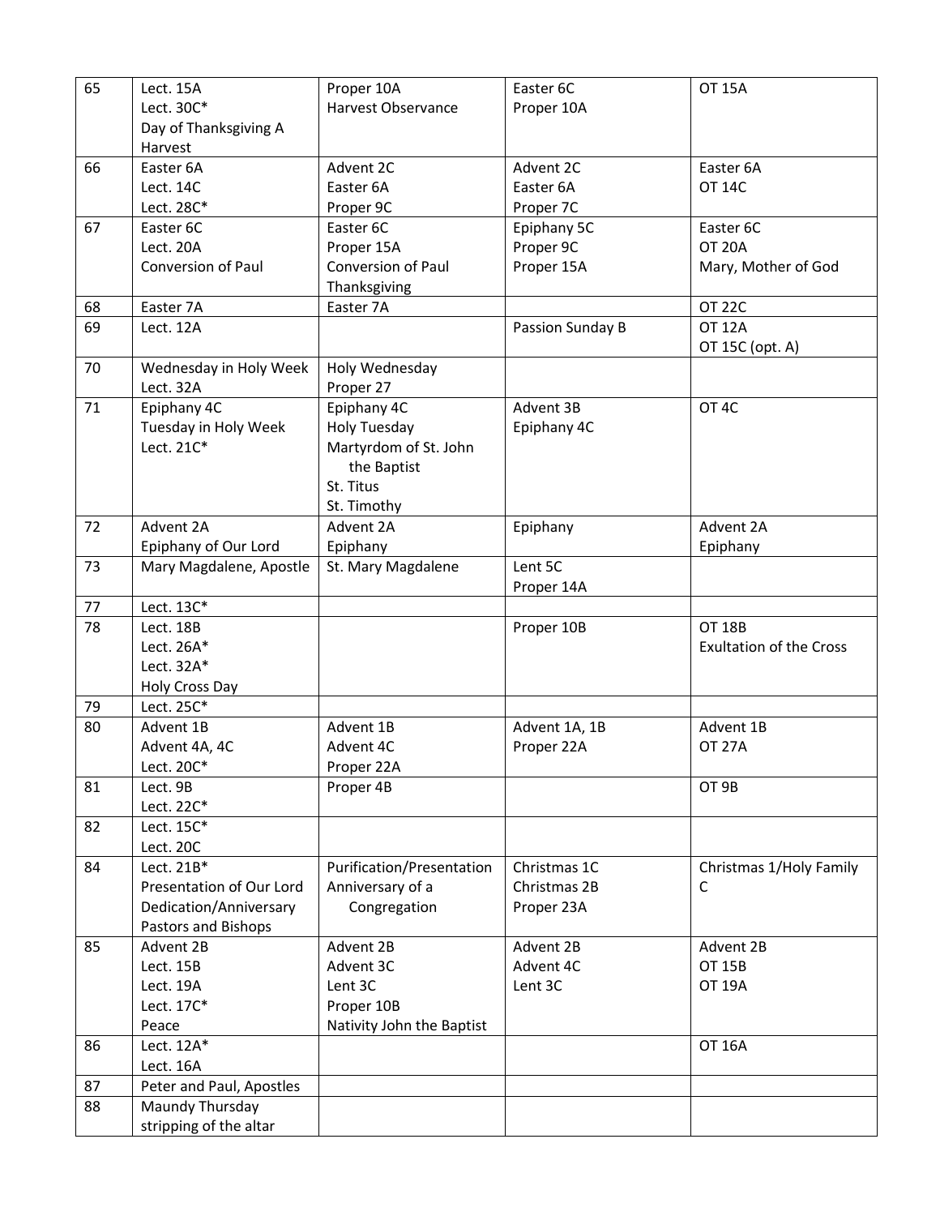| 65 | Lect. 15A<br>Lect. 30C*<br>Day of Thanksgiving A<br>Harvest | Proper 10A<br>Harvest Observance | Easter 6C<br>Proper 10A | OT 15A |
|---|---|---|---|---|
| 66 | Easter 6A<br>Lect. 14C<br>Lect. 28C* | Advent 2C<br>Easter 6A<br>Proper 9C | Advent 2C<br>Easter 6A<br>Proper 7C | Easter 6A<br>OT 14C |
| 67 | Easter 6C<br>Lect. 20A<br>Conversion of Paul | Easter 6C<br>Proper 15A<br>Conversion of Paul<br>Thanksgiving | Epiphany 5C<br>Proper 9C<br>Proper 15A | Easter 6C<br>OT 20A<br>Mary, Mother of God |
| 68 | Easter 7A | Easter 7A | | OT 22C |
| 69 | Lect. 12A | | Passion Sunday B | OT 12A<br>OT 15C (opt. A) |
| 70 | Wednesday in Holy Week<br>Lect. 32A | Holy Wednesday<br>Proper 27 | | |
| 71 | Epiphany 4C<br>Tuesday in Holy Week<br>Lect. 21C* | Epiphany 4C<br>Holy Tuesday<br>Martyrdom of St. John the Baptist<br>St. Titus<br>St. Timothy | Advent 3B<br>Epiphany 4C | OT 4C |
| 72 | Advent 2A<br>Epiphany of Our Lord | Advent 2A<br>Epiphany | Epiphany | Advent 2A<br>Epiphany |
| 73 | Mary Magdalene, Apostle | St. Mary Magdalene | Lent 5C<br>Proper 14A | |
| 77 | Lect. 13C* | | | |
| 78 | Lect. 18B<br>Lect. 26A*<br>Lect. 32A*<br>Holy Cross Day | | Proper 10B | OT 18B<br>Exultation of the Cross |
| 79 | Lect. 25C* | | | |
| 80 | Advent 1B<br>Advent 4A, 4C<br>Lect. 20C* | Advent 1B<br>Advent 4C<br>Proper 22A | Advent 1A, 1B<br>Proper 22A | Advent 1B<br>OT 27A |
| 81 | Lect. 9B<br>Lect. 22C* | Proper 4B | | OT 9B |
| 82 | Lect. 15C*<br>Lect. 20C | | | |
| 84 | Lect. 21B*<br>Presentation of Our Lord<br>Dedication/Anniversary<br>Pastors and Bishops | Purification/Presentation<br>Anniversary of a Congregation | Christmas 1C<br>Christmas 2B<br>Proper 23A | Christmas 1/Holy Family C |
| 85 | Advent 2B<br>Lect. 15B<br>Lect. 19A<br>Lect. 17C*<br>Peace | Advent 2B<br>Advent 3C<br>Lent 3C<br>Proper 10B<br>Nativity John the Baptist | Advent 2B<br>Advent 4C<br>Lent 3C | Advent 2B<br>OT 15B<br>OT 19A |
| 86 | Lect. 12A*<br>Lect. 16A | | | OT 16A |
| 87 | Peter and Paul, Apostles | | | |
| 88 | Maundy Thursday<br>stripping of the altar | | | |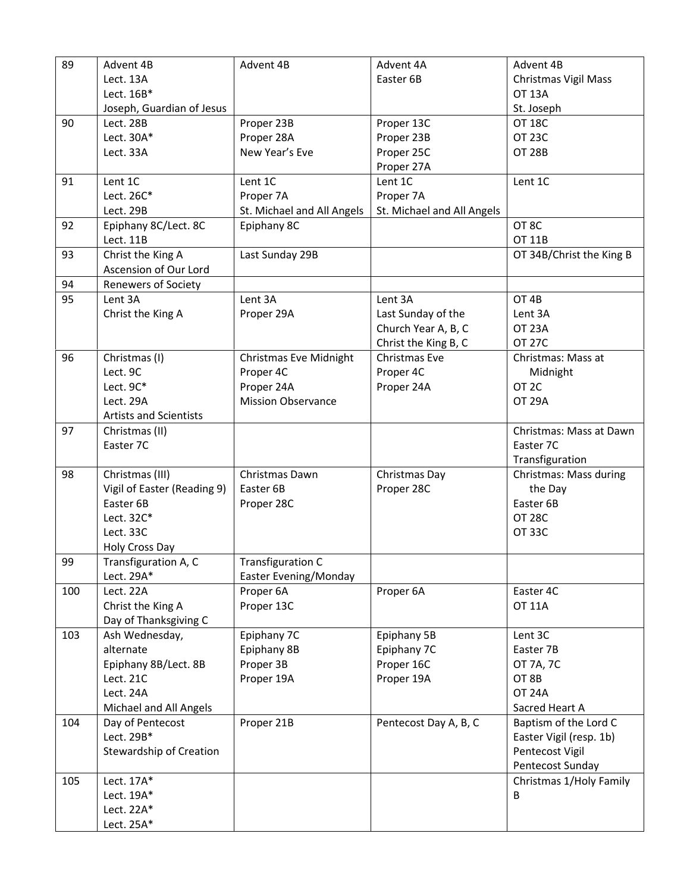| 89 | Advent 4B<br>Lect. 13A<br>Lect. 16B*<br>Joseph, Guardian of Jesus | Advent 4B | Advent 4A<br>Easter 6B | Advent 4B<br>Christmas Vigil Mass<br>OT 13A<br>St. Joseph |
|---|---|---|---|---|
| 90 | Lect. 28B<br>Lect. 30A*<br>Lect. 33A | Proper 23B<br>Proper 28A<br>New Year's Eve | Proper 13C<br>Proper 23B<br>Proper 25C<br>Proper 27A | OT 18C<br>OT 23C<br>OT 28B |
| 91 | Lent 1C<br>Lect. 26C*<br>Lect. 29B | Lent 1C<br>Proper 7A<br>St. Michael and All Angels | Lent 1C<br>Proper 7A<br>St. Michael and All Angels | Lent 1C |
| 92 | Epiphany 8C/Lect. 8C<br>Lect. 11B | Epiphany 8C | | OT 8C<br>OT 11B |
| 93 | Christ the King A<br>Ascension of Our Lord | Last Sunday 29B | | OT 34B/Christ the King B |
| 94 | Renewers of Society | | | |
| 95 | Lent 3A<br>Christ the King A | Lent 3A<br>Proper 29A | Lent 3A<br>Last Sunday of the Church Year A, B, C<br>Christ the King B, C | OT 4B<br>Lent 3A<br>OT 23A<br>OT 27C |
| 96 | Christmas (I)<br>Lect. 9C<br>Lect. 9C*<br>Lect. 29A<br>Artists and Scientists | Christmas Eve Midnight<br>Proper 4C<br>Proper 24A<br>Mission Observance | Christmas Eve<br>Proper 4C<br>Proper 24A | Christmas: Mass at Midnight<br>OT 2C<br>OT 29A |
| 97 | Christmas (II)<br>Easter 7C | | | Christmas: Mass at Dawn<br>Easter 7C<br>Transfiguration |
| 98 | Christmas (III)<br>Vigil of Easter (Reading 9)<br>Easter 6B<br>Lect. 32C*<br>Lect. 33C<br>Holy Cross Day | Christmas Dawn<br>Easter 6B<br>Proper 28C | Christmas Day<br>Proper 28C | Christmas: Mass during the Day<br>Easter 6B<br>OT 28C<br>OT 33C |
| 99 | Transfiguration A, C<br>Lect. 29A* | Transfiguration C<br>Easter Evening/Monday | | |
| 100 | Lect. 22A<br>Christ the King A<br>Day of Thanksgiving C | Proper 6A<br>Proper 13C | Proper 6A | Easter 4C<br>OT 11A |
| 103 | Ash Wednesday, alternate<br>Epiphany 8B/Lect. 8B<br>Lect. 21C<br>Lect. 24A<br>Michael and All Angels | Epiphany 7C<br>Epiphany 8B<br>Proper 3B<br>Proper 19A | Epiphany 5B<br>Epiphany 7C<br>Proper 16C<br>Proper 19A | Lent 3C<br>Easter 7B<br>OT 7A, 7C<br>OT 8B<br>OT 24A<br>Sacred Heart A |
| 104 | Day of Pentecost<br>Lect. 29B*<br>Stewardship of Creation | Proper 21B | Pentecost Day A, B, C | Baptism of the Lord C<br>Easter Vigil (resp. 1b)<br>Pentecost Vigil<br>Pentecost Sunday |
| 105 | Lect. 17A*<br>Lect. 19A*<br>Lect. 22A*<br>Lect. 25A* | | | Christmas 1/Holy Family B |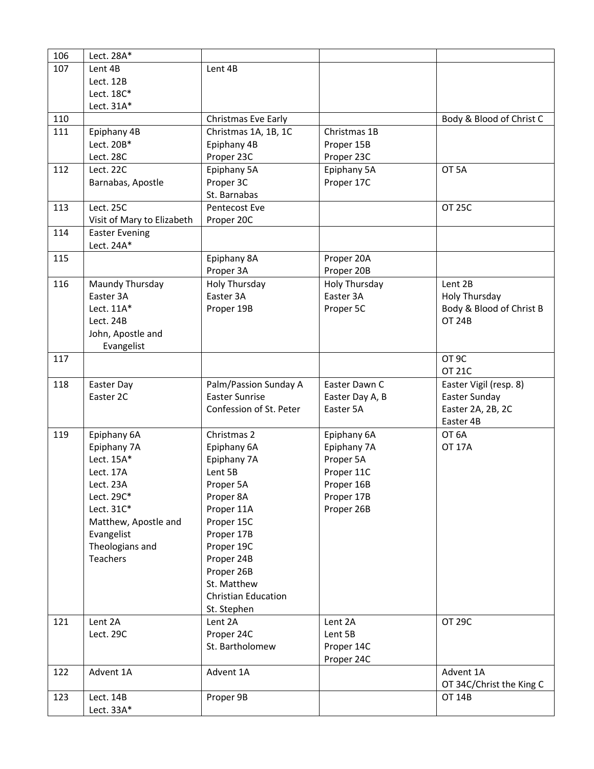| 106 | Lect. 28A* | | | |
|---|---|---|---|---|
| 107 | Lent 4B<br>Lect. 12B<br>Lect. 18C*<br>Lect. 31A* | Lent 4B | | |
| 110 | | Christmas Eve Early | | Body & Blood of Christ C |
| 111 | Epiphany 4B<br>Lect. 20B*<br>Lect. 28C | Christmas 1A, 1B, 1C<br>Epiphany 4B<br>Proper 23C | Christmas 1B<br>Proper 15B<br>Proper 23C | |
| 112 | Lect. 22C<br>Barnabas, Apostle | Epiphany 5A<br>Proper 3C<br>St. Barnabas | Epiphany 5A<br>Proper 17C | OT 5A |
| 113 | Lect. 25C<br>Visit of Mary to Elizabeth | Pentecost Eve<br>Proper 20C | | OT 25C |
| 114 | Easter Evening<br>Lect. 24A* | | | |
| 115 | | Epiphany 8A<br>Proper 3A | Proper 20A<br>Proper 20B | |
| 116 | Maundy Thursday<br>Easter 3A<br>Lect. 11A*<br>Lect. 24B<br>John, Apostle and Evangelist | Holy Thursday<br>Easter 3A<br>Proper 19B | Holy Thursday<br>Easter 3A<br>Proper 5C | Lent 2B<br>Holy Thursday<br>Body & Blood of Christ B<br>OT 24B |
| 117 | | | | OT 9C<br>OT 21C |
| 118 | Easter Day<br>Easter 2C | Palm/Passion Sunday A<br>Easter Sunrise<br>Confession of St. Peter | Easter Dawn C<br>Easter Day A, B<br>Easter 5A | Easter Vigil (resp. 8)<br>Easter Sunday<br>Easter 2A, 2B, 2C<br>Easter 4B |
| 119 | Epiphany 6A<br>Epiphany 7A<br>Lect. 15A*<br>Lect. 17A<br>Lect. 23A<br>Lect. 29C*<br>Lect. 31C*<br>Matthew, Apostle and Evangelist<br>Theologians and Teachers | Christmas 2<br>Epiphany 6A<br>Epiphany 7A<br>Lent 5B<br>Proper 5A<br>Proper 8A<br>Proper 11A<br>Proper 15C<br>Proper 17B<br>Proper 19C<br>Proper 24B<br>Proper 26B<br>St. Matthew<br>Christian Education<br>St. Stephen | Epiphany 6A<br>Epiphany 7A<br>Proper 5A<br>Proper 11C<br>Proper 16B<br>Proper 17B<br>Proper 26B | OT 6A<br>OT 17A |
| 121 | Lent 2A<br>Lect. 29C | Lent 2A<br>Proper 24C<br>St. Bartholomew | Lent 2A<br>Lent 5B<br>Proper 14C<br>Proper 24C | OT 29C |
| 122 | Advent 1A | Advent 1A | | Advent 1A<br>OT 34C/Christ the King C |
| 123 | Lect. 14B<br>Lect. 33A* | Proper 9B | | OT 14B |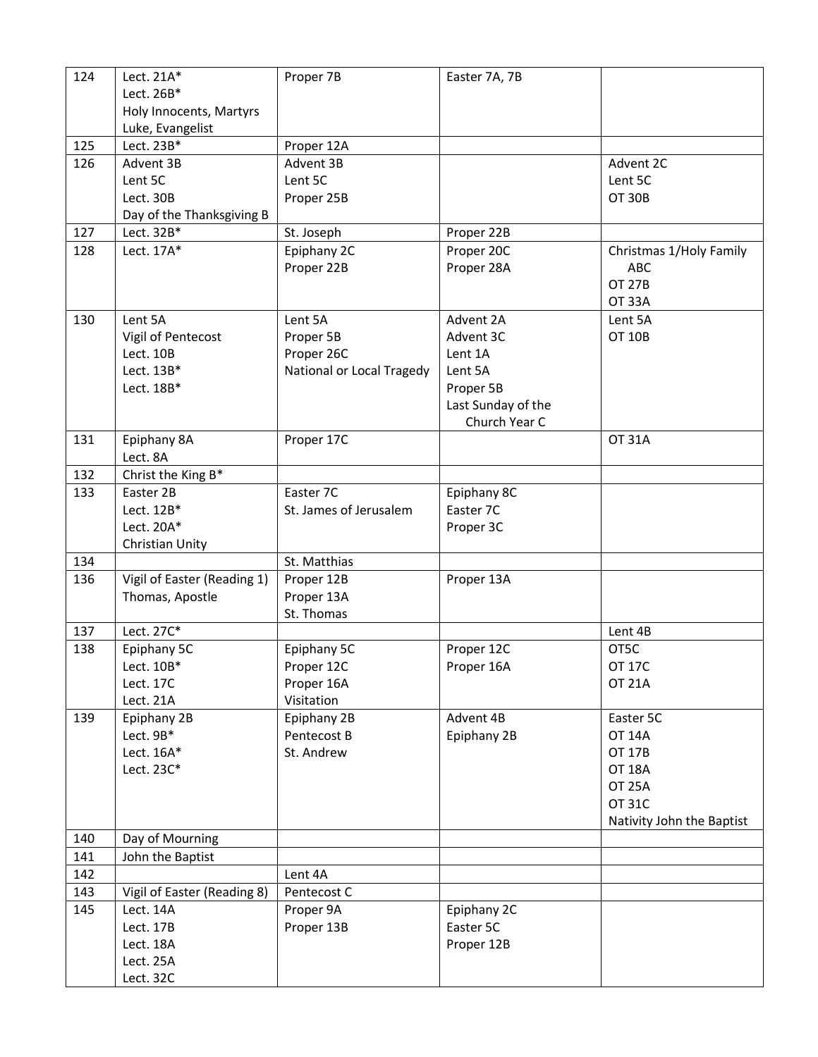| 124 | Lect. 21A*<br>Lect. 26B*<br>Holy Innocents, Martyrs<br>Luke, Evangelist | Proper 7B | Easter 7A, 7B | |
|---|---|---|---|---|
| 125 | Lect. 23B* | Proper 12A | | |
| 126 | Advent 3B<br>Lent 5C<br>Lect. 30B<br>Day of the Thanksgiving B | Advent 3B<br>Lent 5C<br>Proper 25B | | Advent 2C<br>Lent 5C<br>OT 30B |
| 127 | Lect. 32B* | St. Joseph | Proper 22B | |
| 128 | Lect. 17A* | Epiphany 2C<br>Proper 22B | Proper 20C<br>Proper 28A | Christmas 1/Holy Family ABC<br>OT 27B<br>OT 33A |
| 130 | Lent 5A<br>Vigil of Pentecost<br>Lect. 10B<br>Lect. 13B*<br>Lect. 18B* | Lent 5A<br>Proper 5B<br>Proper 26C<br>National or Local Tragedy | Advent 2A<br>Advent 3C<br>Lent 1A<br>Lent 5A<br>Proper 5B<br>Last Sunday of the Church Year C | Lent 5A<br>OT 10B |
| 131 | Epiphany 8A<br>Lect. 8A | Proper 17C | | OT 31A |
| 132 | Christ the King B* | | | |
| 133 | Easter 2B<br>Lect. 12B*<br>Lect. 20A*<br>Christian Unity | Easter 7C<br>St. James of Jerusalem | Epiphany 8C<br>Easter 7C<br>Proper 3C | |
| 134 | | St. Matthias | | |
| 136 | Vigil of Easter (Reading 1)<br>Thomas, Apostle | Proper 12B<br>Proper 13A<br>St. Thomas | Proper 13A | |
| 137 | Lect. 27C* | | | Lent 4B |
| 138 | Epiphany 5C<br>Lect. 10B*<br>Lect. 17C<br>Lect. 21A | Epiphany 5C<br>Proper 12C<br>Proper 16A<br>Visitation | Proper 12C<br>Proper 16A | OT5C<br>OT 17C<br>OT 21A |
| 139 | Epiphany 2B<br>Lect. 9B*<br>Lect. 16A*<br>Lect. 23C* | Epiphany 2B<br>Pentecost B<br>St. Andrew | Advent 4B<br>Epiphany 2B | Easter 5C<br>OT 14A<br>OT 17B<br>OT 18A<br>OT 25A<br>OT 31C<br>Nativity John the Baptist |
| 140 | Day of Mourning | | | |
| 141 | John the Baptist | | | |
| 142 | | Lent 4A | | |
| 143 | Vigil of Easter (Reading 8) | Pentecost C | | |
| 145 | Lect. 14A<br>Lect. 17B<br>Lect. 18A<br>Lect. 25A<br>Lect. 32C | Proper 9A<br>Proper 13B | Epiphany 2C<br>Easter 5C<br>Proper 12B | |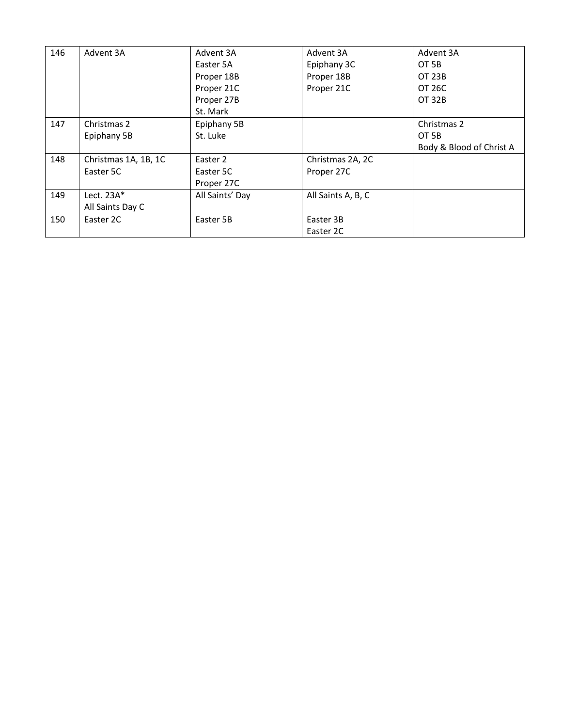| | | | | |
|---|---|---|---|---|
| 146 | Advent 3A | Advent 3A<br>Easter 5A<br>Proper 18B<br>Proper 21C<br>Proper 27B<br>St. Mark | Advent 3A<br>Epiphany 3C<br>Proper 18B<br>Proper 21C | Advent 3A<br>OT 5B<br>OT 23B<br>OT 26C<br>OT 32B |
| 147 | Christmas 2<br>Epiphany 5B | Epiphany 5B<br>St. Luke | | Christmas 2<br>OT 5B<br>Body & Blood of Christ A |
| 148 | Christmas 1A, 1B, 1C<br>Easter 5C | Easter 2<br>Easter 5C<br>Proper 27C | Christmas 2A, 2C<br>Proper 27C | |
| 149 | Lect. 23A*<br>All Saints Day C | All Saints' Day | All Saints A, B, C | |
| 150 | Easter 2C | Easter 5B | Easter 3B<br>Easter 2C | |